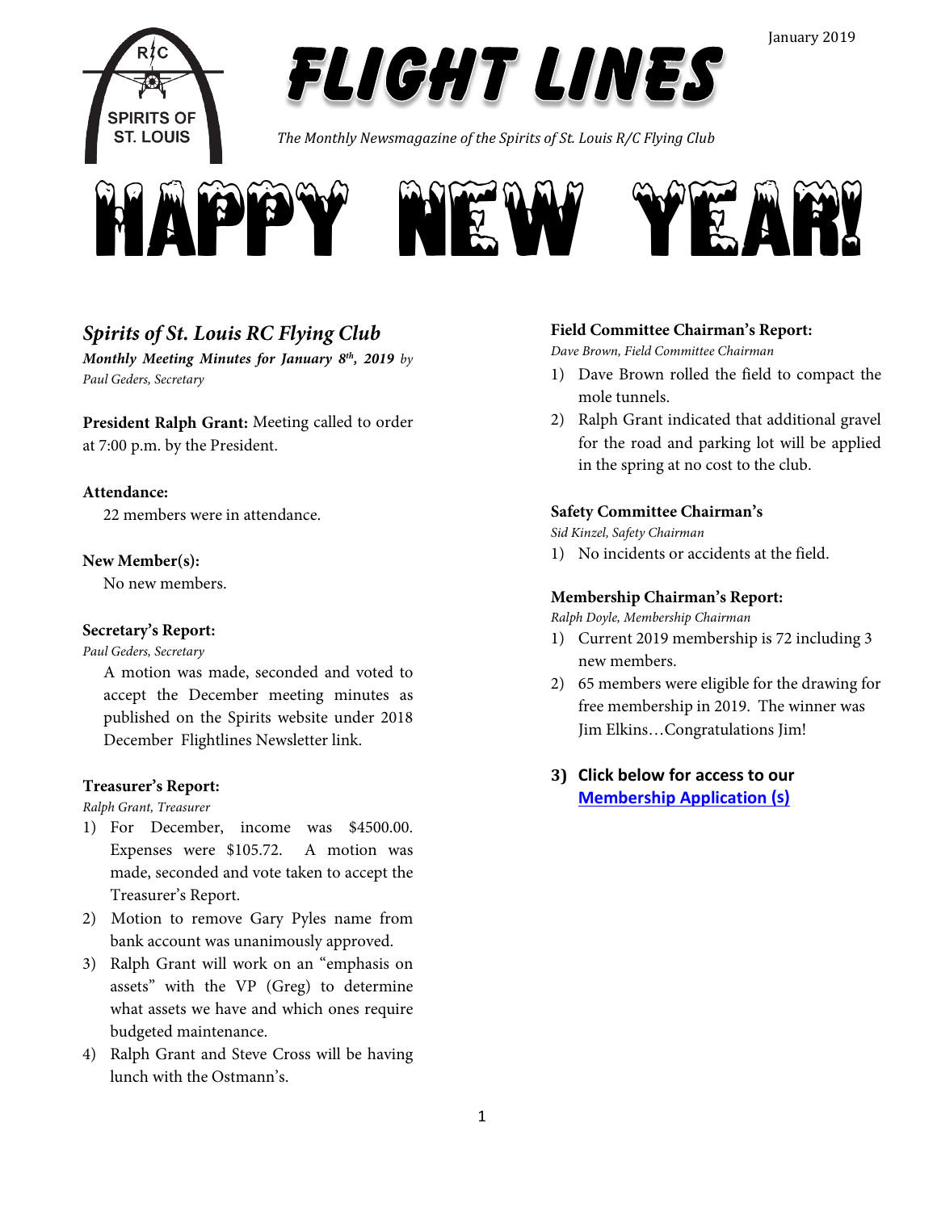January 2019

# FLIGHT LINES

*The Monthly Newsmagazine of the Spirits of St. Louis R/C Flying Club*

# HAPPY NEW YEAR!

## *Spirits of St. Louis RC Flying Club*

***Monthly Meeting Minutes for January 8th, 2019*** *by Paul Geders, Secretary*

**President Ralph Grant:** Meeting called to order at 7:00 p.m. by the President.

**Attendance:**

22 members were in attendance.

**New Member(s):**

No new members.

**Secretary's Report:**

*Paul Geders, Secretary*

A motion was made, seconded and voted to accept the December meeting minutes as published on the Spirits website under 2018 December Flightlines Newsletter link.

**Treasurer's Report:**

*Ralph Grant, Treasurer*

1) For December, income was $4500.00. Expenses were $105.72. A motion was made, seconded and vote taken to accept the Treasurer's Report.
2) Motion to remove Gary Pyles name from bank account was unanimously approved.
3) Ralph Grant will work on an "emphasis on assets" with the VP (Greg) to determine what assets we have and which ones require budgeted maintenance.
4) Ralph Grant and Steve Cross will be having lunch with the Ostmann's.

**Field Committee Chairman's Report:**

*Dave Brown, Field Committee Chairman*

1) Dave Brown rolled the field to compact the mole tunnels.
2) Ralph Grant indicated that additional gravel for the road and parking lot will be applied in the spring at no cost to the club.

**Safety Committee Chairman's**

*Sid Kinzel, Safety Chairman*

1) No incidents or accidents at the field.

**Membership Chairman's Report:**

*Ralph Doyle, Membership Chairman*

1) Current 2019 membership is 72 including 3 new members.
2) 65 members were eligible for the drawing for free membership in 2019. The winner was Jim Elkins…Congratulations Jim!
3) **Click below for access to our [Membership Application (s)]**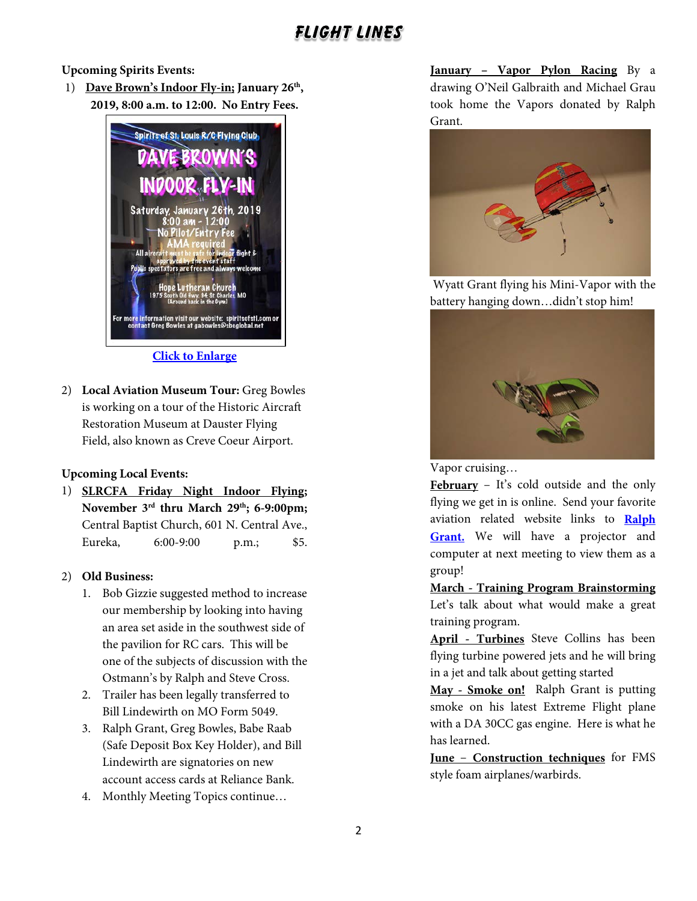**Upcoming Spirits Events:**

1) **Dave Brown's Indoor Fly-in; January 26th, 2019, 8:00 a.m. to 12:00. No Entry Fees.**

Click to Enlarge

2) **Local Aviation Museum Tour:** Greg Bowles is working on a tour of the Historic Aircraft Restoration Museum at Dauster Flying Field, also known as Creve Coeur Airport.

**Upcoming Local Events:**

1) **SLRCFA Friday Night Indoor Flying; November 3rd thru March 29th; 6-9:00pm;** Central Baptist Church, 601 N. Central Ave., Eureka, 6:00-9:00 p.m.; $5.

2) **Old Business:**
   1. Bob Gizzie suggested method to increase our membership by looking into having an area set aside in the southwest side of the pavilion for RC cars. This will be one of the subjects of discussion with the Ostmann's by Ralph and Steve Cross.
   2. Trailer has been legally transferred to Bill Lindewirth on MO Form 5049.
   3. Ralph Grant, Greg Bowles, Babe Raab (Safe Deposit Box Key Holder), and Bill Lindewirth are signatories on new account access cards at Reliance Bank.
   4. Monthly Meeting Topics continue…

**January – Vapor Pylon Racing** By a drawing O'Neil Galbraith and Michael Grau took home the Vapors donated by Ralph Grant.

Wyatt Grant flying his Mini-Vapor with the battery hanging down…didn't stop him!

Vapor cruising…

**February** – It's cold outside and the only flying we get in is online. Send your favorite aviation related website links to Ralph Grant. We will have a projector and computer at next meeting to view them as a group!

**March - Training Program Brainstorming** Let's talk about what would make a great training program.

**April - Turbines** Steve Collins has been flying turbine powered jets and he will bring in a jet and talk about getting started

**May - Smoke on!** Ralph Grant is putting smoke on his latest Extreme Flight plane with a DA 30CC gas engine. Here is what he has learned.

**June – Construction techniques** for FMS style foam airplanes/warbirds.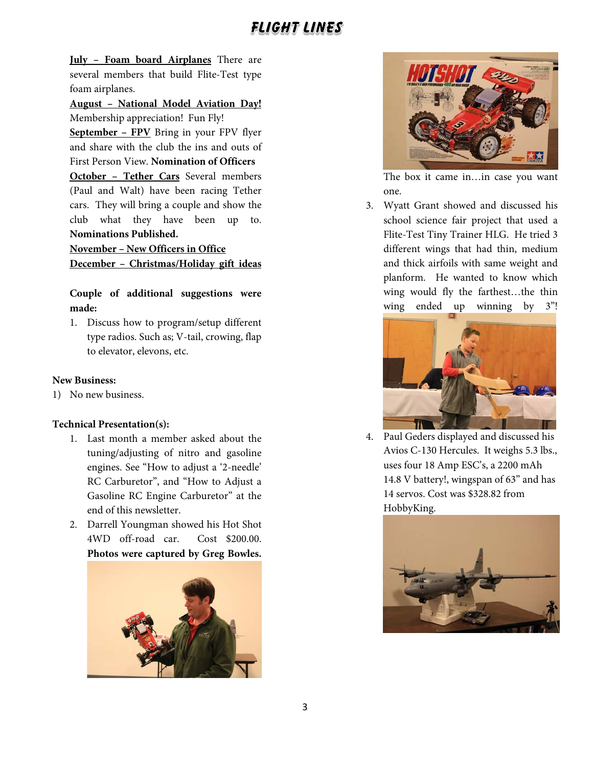**July – Foam board Airplanes** There are several members that build Flite-Test type foam airplanes.

**August – National Model Aviation Day!** Membership appreciation! Fun Fly!

**September – FPV** Bring in your FPV flyer and share with the club the ins and outs of First Person View. **Nomination of Officers**

**October – Tether Cars** Several members (Paul and Walt) have been racing Tether cars. They will bring a couple and show the club what they have been up to. **Nominations Published.**

**November – New Officers in Office**

**December – Christmas/Holiday gift ideas**

**Couple of additional suggestions were made:**

1. Discuss how to program/setup different type radios. Such as; V-tail, crowing, flap to elevator, elevons, etc.

**New Business:**

1) No new business.

**Technical Presentation(s):**

1. Last month a member asked about the tuning/adjusting of nitro and gasoline engines. See "How to adjust a '2-needle' RC Carburetor", and "How to Adjust a Gasoline RC Engine Carburetor" at the end of this newsletter.
2. Darrell Youngman showed his Hot Shot 4WD off-road car. Cost $200.00. **Photos were captured by Greg Bowles.**

The box it came in…in case you want one.

3. Wyatt Grant showed and discussed his school science fair project that used a Flite-Test Tiny Trainer HLG. He tried 3 different wings that had thin, medium and thick airfoils with same weight and planform. He wanted to know which wing would fly the farthest…the thin wing ended up winning by 3"!
4. Paul Geders displayed and discussed his Avios C-130 Hercules. It weighs 5.3 lbs., uses four 18 Amp ESC's, a 2200 mAh 14.8 V battery!, wingspan of 63" and has 14 servos. Cost was $328.82 from HobbyKing.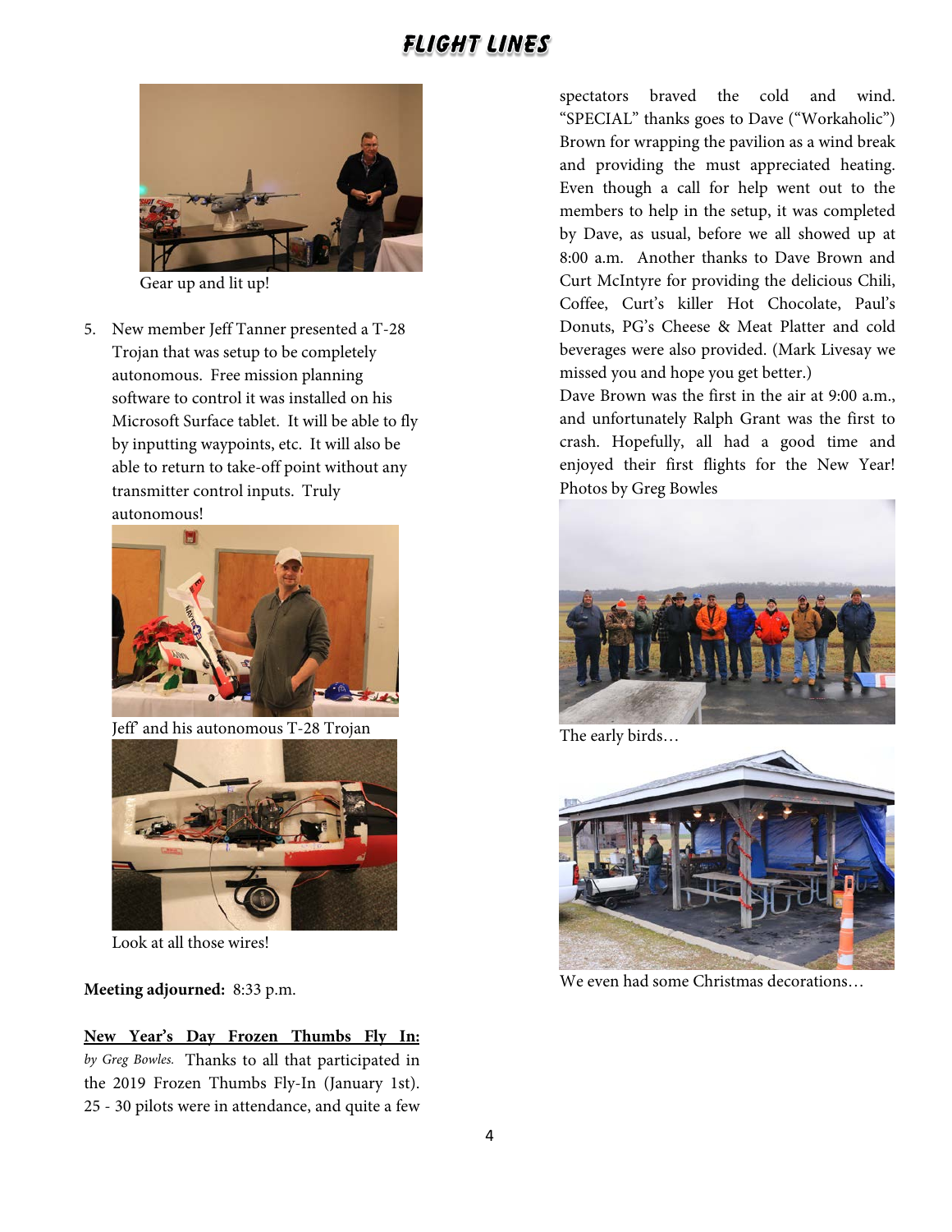Gear up and lit up!

5. New member Jeff Tanner presented a T-28 Trojan that was setup to be completely autonomous. Free mission planning software to control it was installed on his Microsoft Surface tablet. It will be able to fly by inputting waypoints, etc. It will also be able to return to take-off point without any transmitter control inputs. Truly autonomous!

Jeff' and his autonomous T-28 Trojan

Look at all those wires!

**Meeting adjourned:** 8:33 p.m.

**New Year's Day Frozen Thumbs Fly In:** *by Greg Bowles.* Thanks to all that participated in the 2019 Frozen Thumbs Fly-In (January 1st). 25 - 30 pilots were in attendance, and quite a few spectators braved the cold and wind. "SPECIAL" thanks goes to Dave ("Workaholic") Brown for wrapping the pavilion as a wind break and providing the must appreciated heating. Even though a call for help went out to the members to help in the setup, it was completed by Dave, as usual, before we all showed up at 8:00 a.m. Another thanks to Dave Brown and Curt McIntyre for providing the delicious Chili, Coffee, Curt's killer Hot Chocolate, Paul's Donuts, PG's Cheese & Meat Platter and cold beverages were also provided. (Mark Livesay we missed you and hope you get better.)

Dave Brown was the first in the air at 9:00 a.m., and unfortunately Ralph Grant was the first to crash. Hopefully, all had a good time and enjoyed their first flights for the New Year! Photos by Greg Bowles

The early birds…

We even had some Christmas decorations…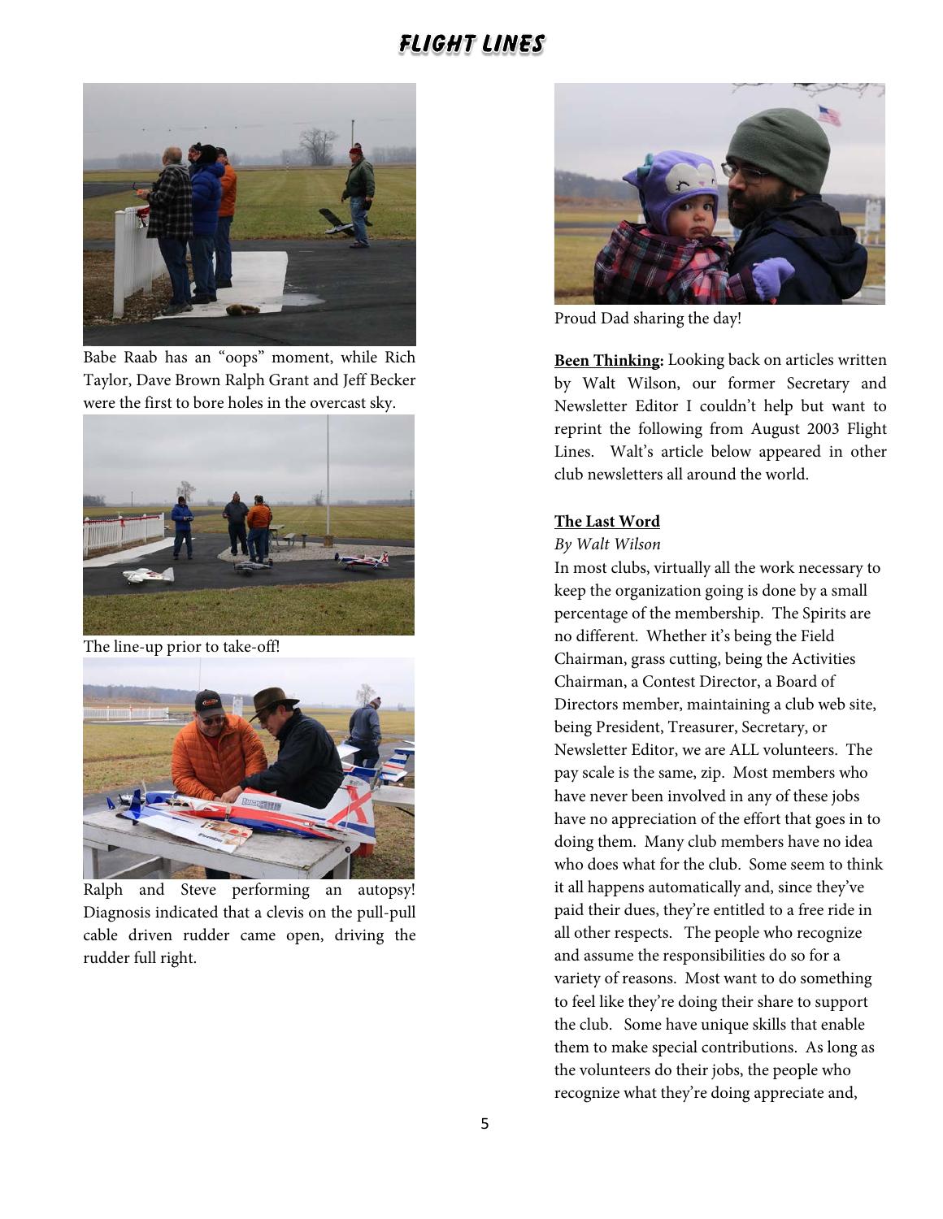Babe Raab has an "oops" moment, while Rich Taylor, Dave Brown Ralph Grant and Jeff Becker were the first to bore holes in the overcast sky.

The line-up prior to take-off!

Ralph and Steve performing an autopsy! Diagnosis indicated that a clevis on the pull-pull cable driven rudder came open, driving the rudder full right.

Proud Dad sharing the day!

**Been Thinking:** Looking back on articles written by Walt Wilson, our former Secretary and Newsletter Editor I couldn't help but want to reprint the following from August 2003 Flight Lines. Walt's article below appeared in other club newsletters all around the world.

## The Last Word

*By Walt Wilson*

In most clubs, virtually all the work necessary to keep the organization going is done by a small percentage of the membership. The Spirits are no different. Whether it's being the Field Chairman, grass cutting, being the Activities Chairman, a Contest Director, a Board of Directors member, maintaining a club web site, being President, Treasurer, Secretary, or Newsletter Editor, we are ALL volunteers. The pay scale is the same, zip. Most members who have never been involved in any of these jobs have no appreciation of the effort that goes in to doing them. Many club members have no idea who does what for the club. Some seem to think it all happens automatically and, since they've paid their dues, they're entitled to a free ride in all other respects. The people who recognize and assume the responsibilities do so for a variety of reasons. Most want to do something to feel like they're doing their share to support the club. Some have unique skills that enable them to make special contributions. As long as the volunteers do their jobs, the people who recognize what they're doing appreciate and,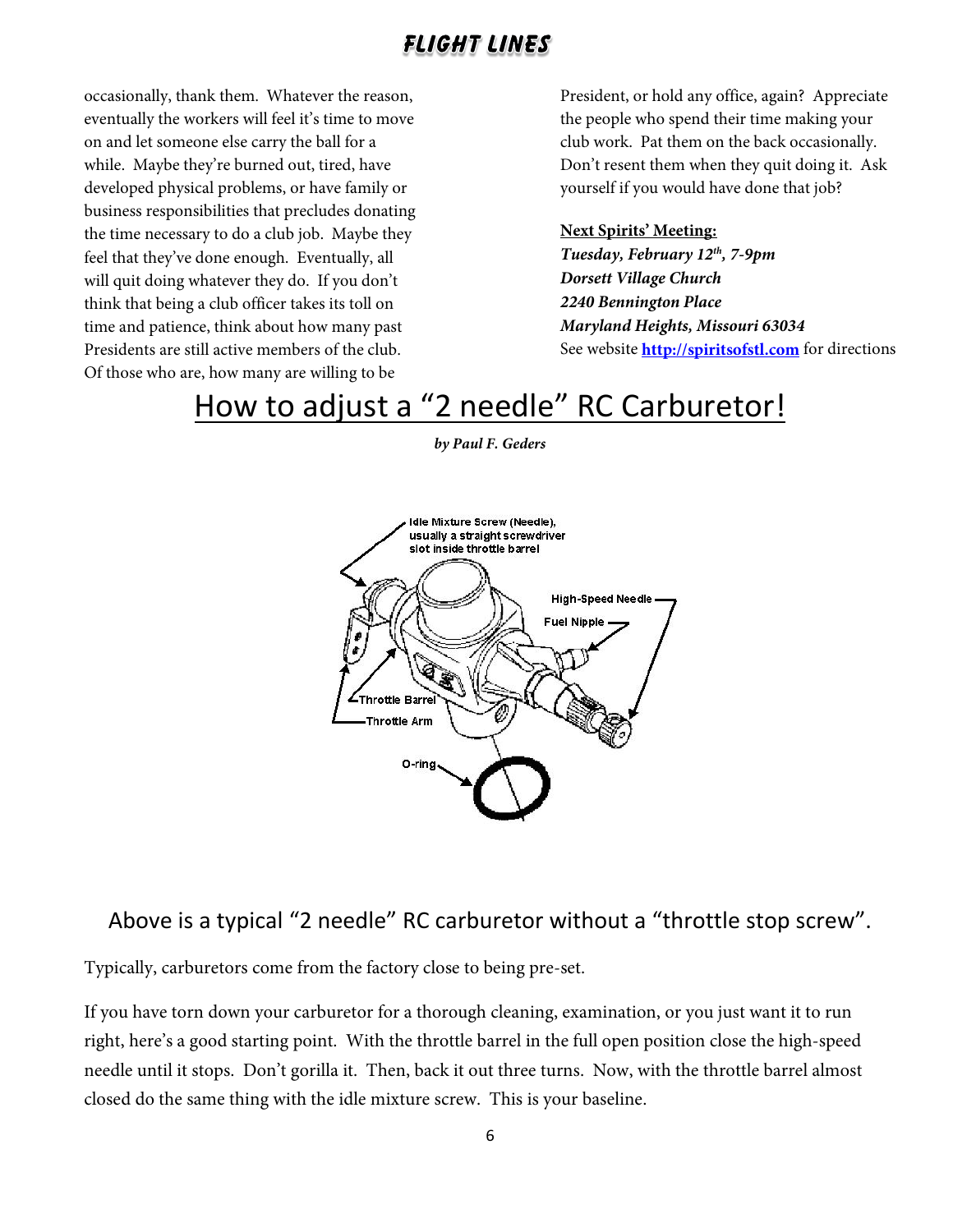occasionally, thank them. Whatever the reason, eventually the workers will feel it's time to move on and let someone else carry the ball for a while. Maybe they're burned out, tired, have developed physical problems, or have family or business responsibilities that precludes donating the time necessary to do a club job. Maybe they feel that they've done enough. Eventually, all will quit doing whatever they do. If you don't think that being a club officer takes its toll on time and patience, think about how many past Presidents are still active members of the club. Of those who are, how many are willing to be President, or hold any office, again? Appreciate the people who spend their time making your club work. Pat them on the back occasionally. Don't resent them when they quit doing it. Ask yourself if you would have done that job?

**Next Spirits' Meeting:**
***Tuesday, February 12th, 7-9pm***
***Dorsett Village Church***
***2240 Bennington Place***
***Maryland Heights, Missouri 63034***
See website **http://spiritsofstl.com** for directions

# How to adjust a "2 needle" RC Carburetor!

***by Paul F. Geders***

Idle Mixture Screw (Needle), usually a straight screwdriver slot inside throttle barrel

High-Speed Needle

Fuel Nipple

Throttle Barrel

Throttle Arm

O-ring

## Above is a typical "2 needle" RC carburetor without a "throttle stop screw".

Typically, carburetors come from the factory close to being pre-set.

If you have torn down your carburetor for a thorough cleaning, examination, or you just want it to run right, here's a good starting point. With the throttle barrel in the full open position close the high-speed needle until it stops. Don't gorilla it. Then, back it out three turns. Now, with the throttle barrel almost closed do the same thing with the idle mixture screw. This is your baseline.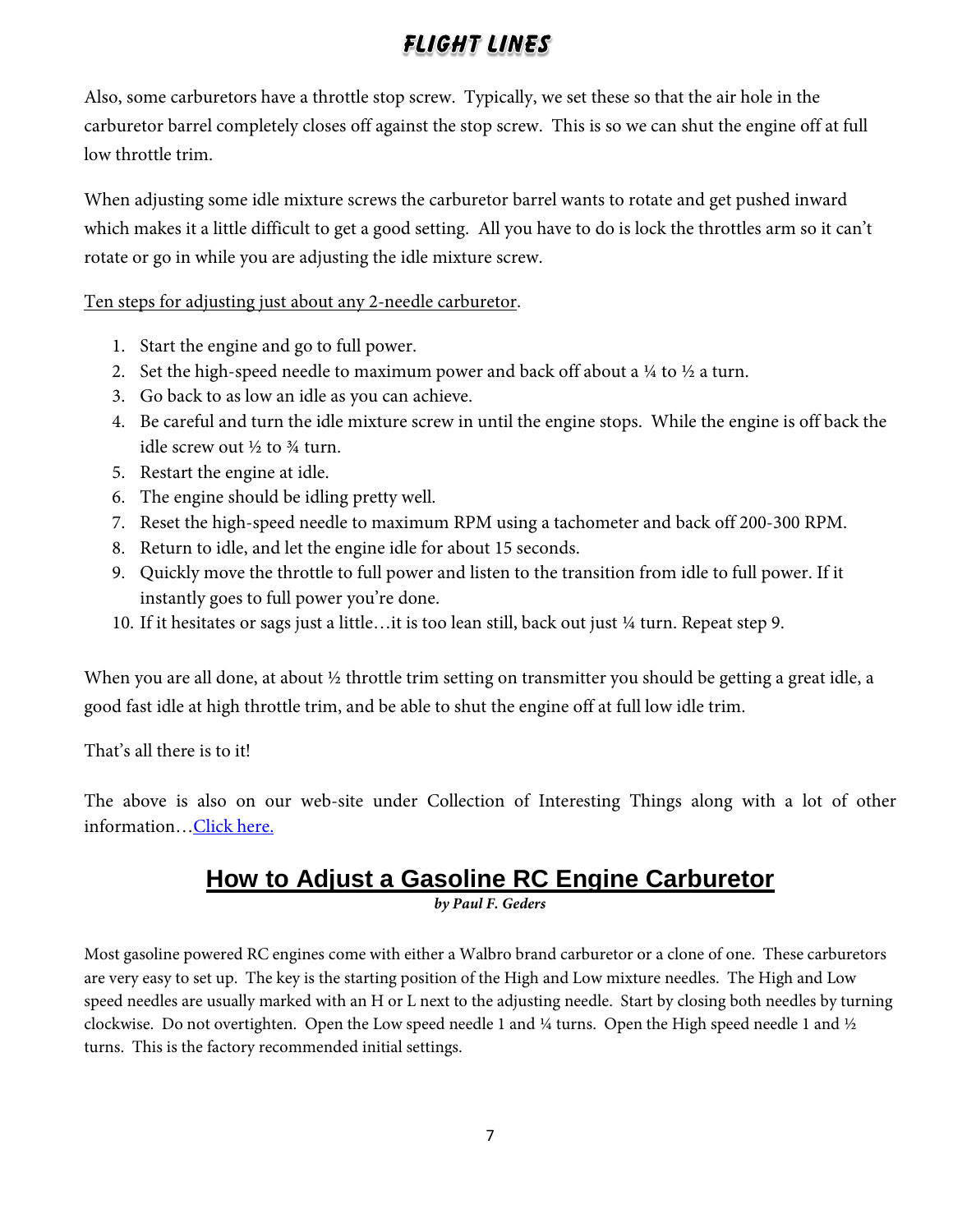Also, some carburetors have a throttle stop screw. Typically, we set these so that the air hole in the carburetor barrel completely closes off against the stop screw. This is so we can shut the engine off at full low throttle trim.

When adjusting some idle mixture screws the carburetor barrel wants to rotate and get pushed inward which makes it a little difficult to get a good setting. All you have to do is lock the throttles arm so it can't rotate or go in while you are adjusting the idle mixture screw.

<u>Ten steps for adjusting just about any 2-needle carburetor</u>.

1. Start the engine and go to full power.
2. Set the high-speed needle to maximum power and back off about a ¼ to ½ a turn.
3. Go back to as low an idle as you can achieve.
4. Be careful and turn the idle mixture screw in until the engine stops. While the engine is off back the idle screw out ½ to ¾ turn.
5. Restart the engine at idle.
6. The engine should be idling pretty well.
7. Reset the high-speed needle to maximum RPM using a tachometer and back off 200-300 RPM.
8. Return to idle, and let the engine idle for about 15 seconds.
9. Quickly move the throttle to full power and listen to the transition from idle to full power. If it instantly goes to full power you're done.
10. If it hesitates or sags just a little…it is too lean still, back out just ¼ turn. Repeat step 9.

When you are all done, at about ½ throttle trim setting on transmitter you should be getting a great idle, a good fast idle at high throttle trim, and be able to shut the engine off at full low idle trim.

That's all there is to it!

The above is also on our web-site under Collection of Interesting Things along with a lot of other information…Click here.

## How to Adjust a Gasoline RC Engine Carburetor

***by Paul F. Geders***

Most gasoline powered RC engines come with either a Walbro brand carburetor or a clone of one. These carburetors are very easy to set up. The key is the starting position of the High and Low mixture needles. The High and Low speed needles are usually marked with an H or L next to the adjusting needle. Start by closing both needles by turning clockwise. Do not overtighten. Open the Low speed needle 1 and ¼ turns. Open the High speed needle 1 and ½ turns. This is the factory recommended initial settings.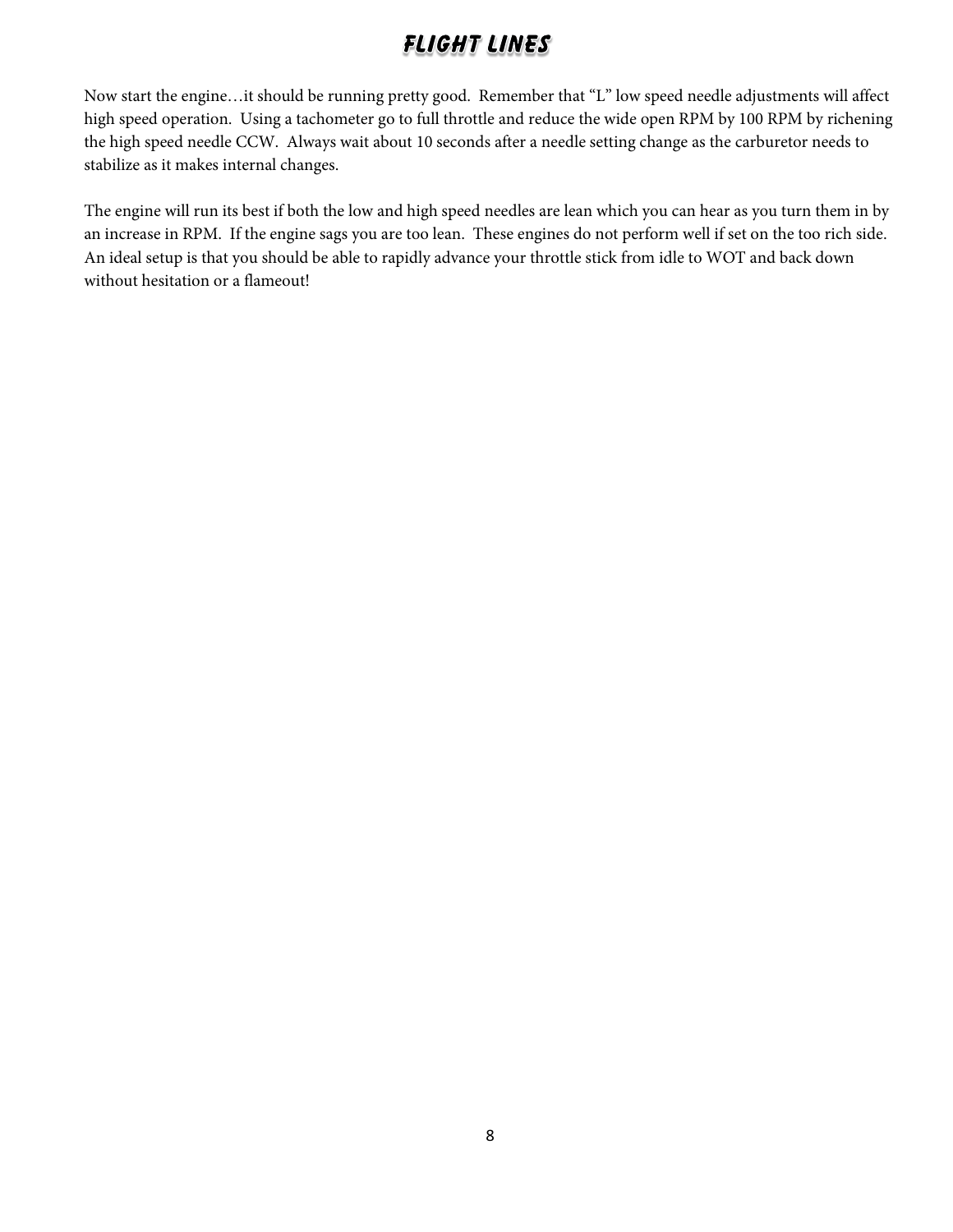Now start the engine…it should be running pretty good. Remember that "L" low speed needle adjustments will affect high speed operation. Using a tachometer go to full throttle and reduce the wide open RPM by 100 RPM by richening the high speed needle CCW. Always wait about 10 seconds after a needle setting change as the carburetor needs to stabilize as it makes internal changes.

The engine will run its best if both the low and high speed needles are lean which you can hear as you turn them in by an increase in RPM. If the engine sags you are too lean. These engines do not perform well if set on the too rich side. An ideal setup is that you should be able to rapidly advance your throttle stick from idle to WOT and back down without hesitation or a flameout!